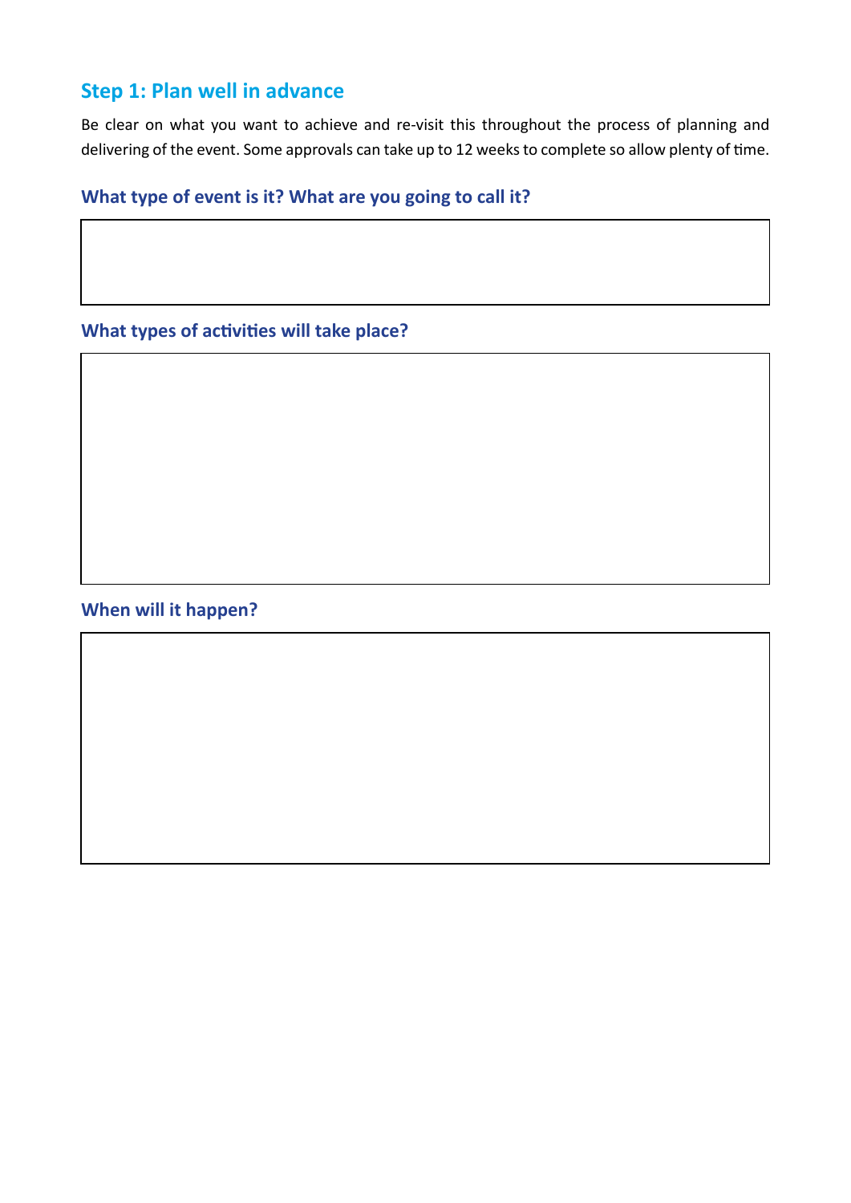## Step 1: Plan well in advance

Be clear on what you want to achieve and re-visit this throughout the process of planning and delivering of the event. Some approvals can take up to 12 weeks to complete so allow plenty of time.

### What type of event is it? What are you going to call it?

### What types of activities will take place?

### When will it happen?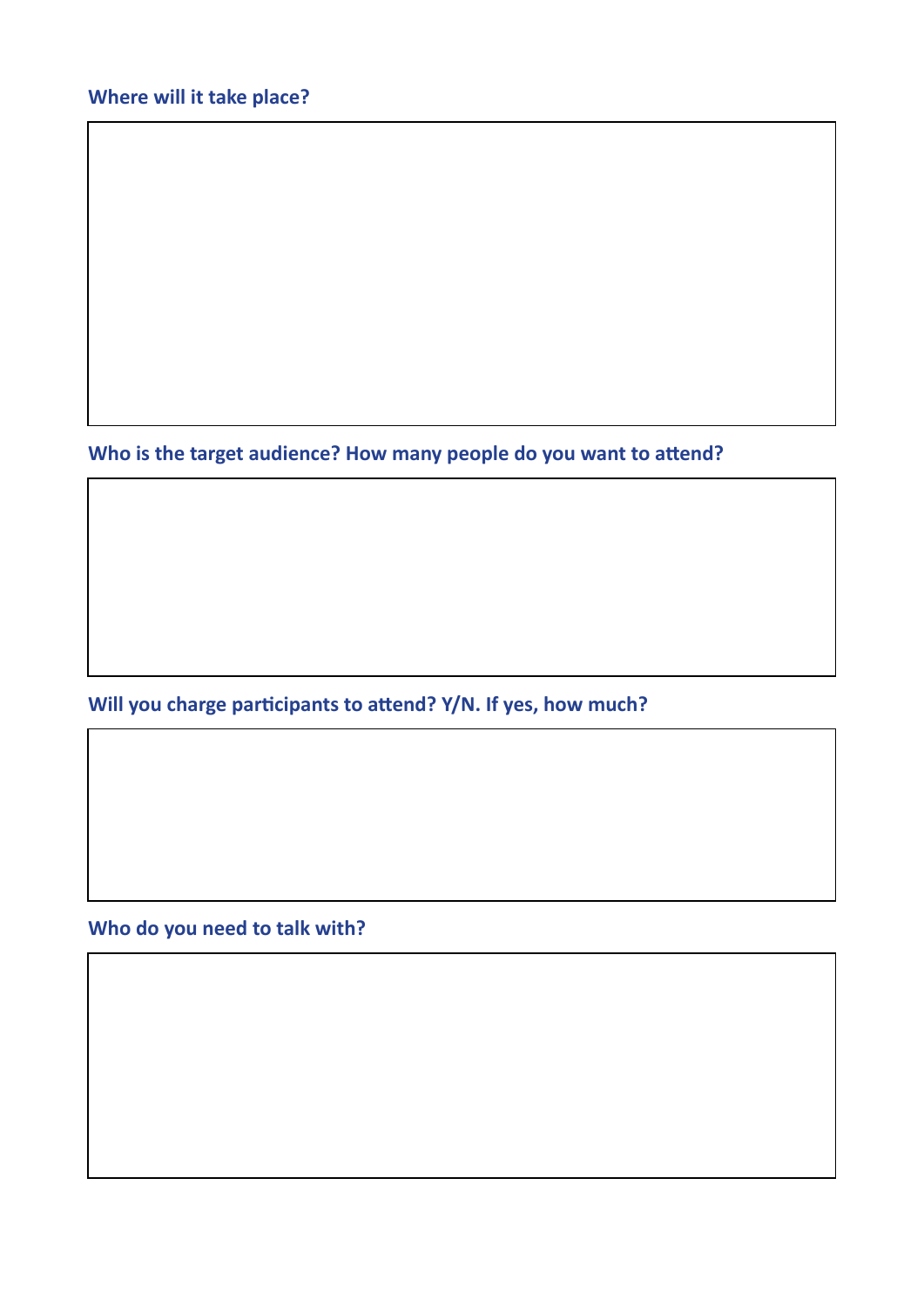**Where will it take place?**

**Who is the target audience? How many people do you want to attend?**

**Will you charge participants to attend? Y/N. If yes, how much?**

**Who do you need to talk with?**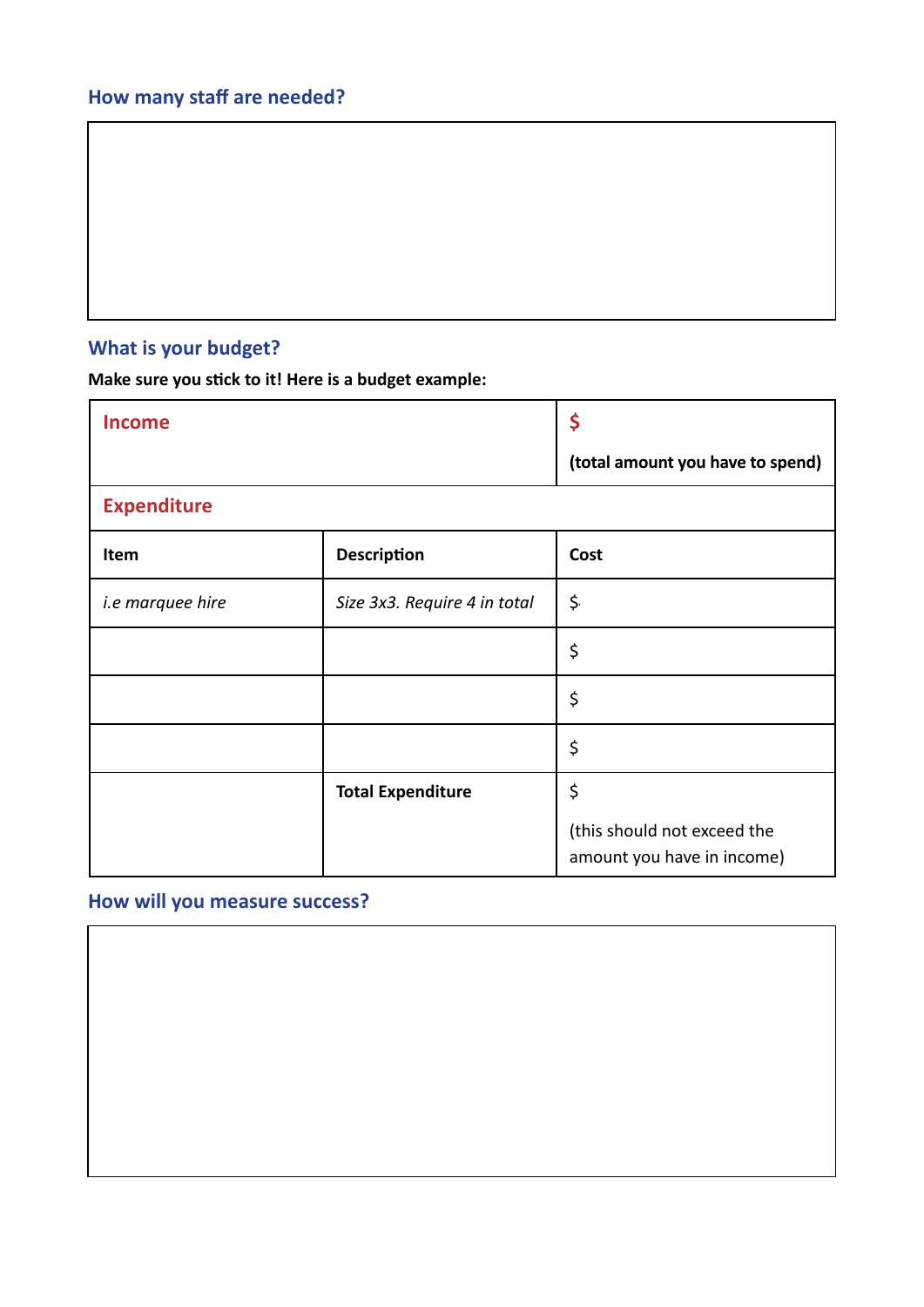## How many staff are needed?

## What is your budget?

**Make sure you stick to it! Here is a budget example:**

| | | |
|---|---|---|
| **Income** | | **$**<br>**(total amount you have to spend)** |
| **Expenditure** | | |
| **Item** | **Description** | **Cost** |
| *i.e marquee hire* | *Size 3x3. Require 4 in total* | $ |
| | | $ |
| | | $ |
| | | $ |
| | **Total Expenditure** | $<br>(this should not exceed the amount you have in income) |

## How will you measure success?